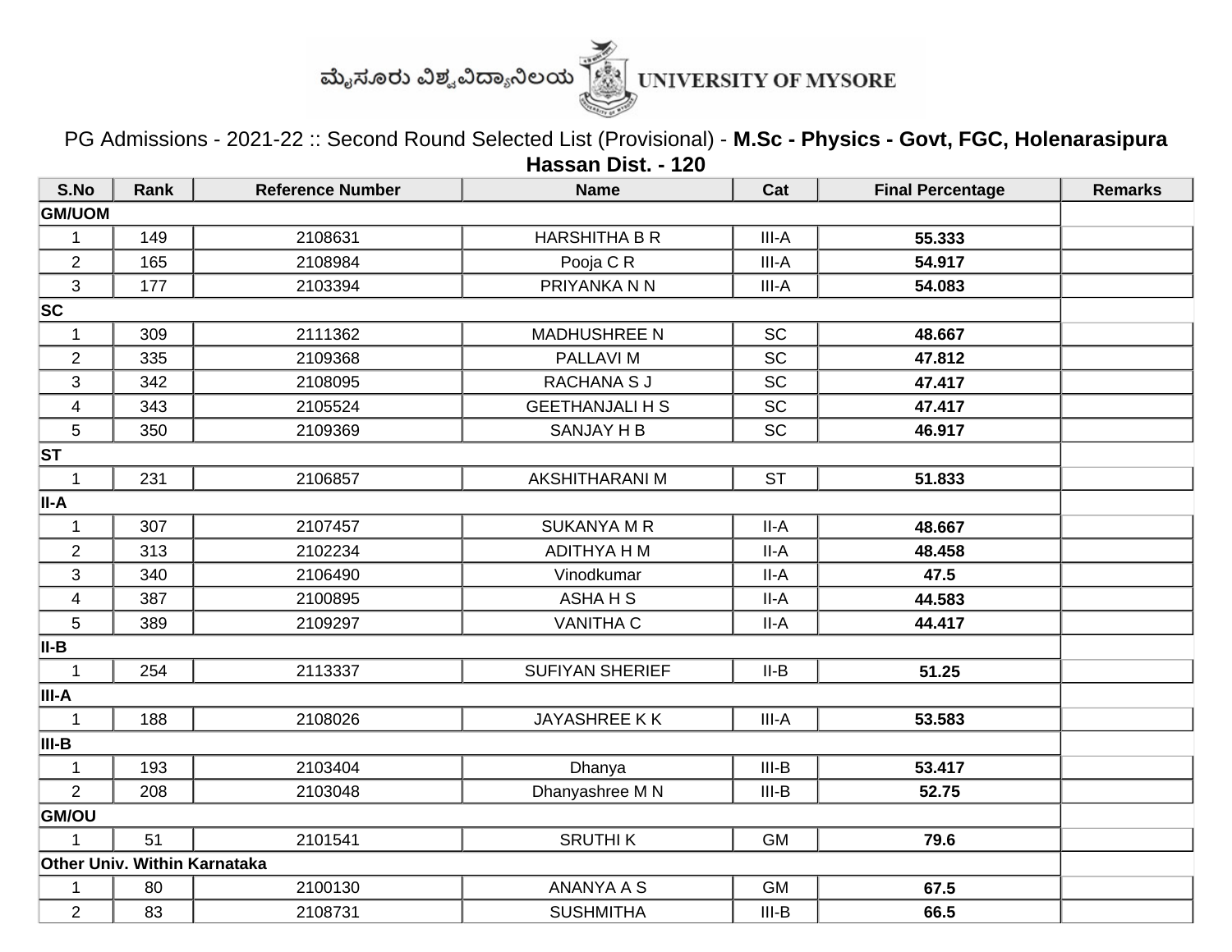ಮೈಸೂರು ವಿಶ್ವವಿದ್ಯಾನಿಲಯ UNIVERSITY OF MYSORE

PG Admissions - 2021-22 :: Second Round Selected List (Provisional) - **M.Sc - Physics - Govt, FGC, Holenarasipura Hassan Dist. - 120**

| S.No | Rank | Reference Number | Name | Cat | Final Percentage | Remarks |
|---|---|---|---|---|---|---|
| **GM/UOM** | | | | | | |
| 1 | 149 | 2108631 | HARSHITHA B R | III-A | **55.333** | |
| 2 | 165 | 2108984 | Pooja C R | III-A | **54.917** | |
| 3 | 177 | 2103394 | PRIYANKA N N | III-A | **54.083** | |
| **SC** | | | | | | |
| 1 | 309 | 2111362 | MADHUSHREE N | SC | **48.667** | |
| 2 | 335 | 2109368 | PALLAVI M | SC | **47.812** | |
| 3 | 342 | 2108095 | RACHANA S J | SC | **47.417** | |
| 4 | 343 | 2105524 | GEETHANJALI H S | SC | **47.417** | |
| 5 | 350 | 2109369 | SANJAY H B | SC | **46.917** | |
| **ST** | | | | | | |
| 1 | 231 | 2106857 | AKSHITHARANI M | ST | **51.833** | |
| **II-A** | | | | | | |
| 1 | 307 | 2107457 | SUKANYA M R | II-A | **48.667** | |
| 2 | 313 | 2102234 | ADITHYA H M | II-A | **48.458** | |
| 3 | 340 | 2106490 | Vinodkumar | II-A | **47.5** | |
| 4 | 387 | 2100895 | ASHA H S | II-A | **44.583** | |
| 5 | 389 | 2109297 | VANITHA C | II-A | **44.417** | |
| **II-B** | | | | | | |
| 1 | 254 | 2113337 | SUFIYAN SHERIEF | II-B | **51.25** | |
| **III-A** | | | | | | |
| 1 | 188 | 2108026 | JAYASHREE K K | III-A | **53.583** | |
| **III-B** | | | | | | |
| 1 | 193 | 2103404 | Dhanya | III-B | **53.417** | |
| 2 | 208 | 2103048 | Dhanyashree M N | III-B | **52.75** | |
| **GM/OU** | | | | | | |
| 1 | 51 | 2101541 | SRUTHI K | GM | **79.6** | |
| **Other Univ. Within Karnataka** | | | | | | |
| 1 | 80 | 2100130 | ANANYA A S | GM | **67.5** | |
| 2 | 83 | 2108731 | SUSHMITHA | III-B | **66.5** | |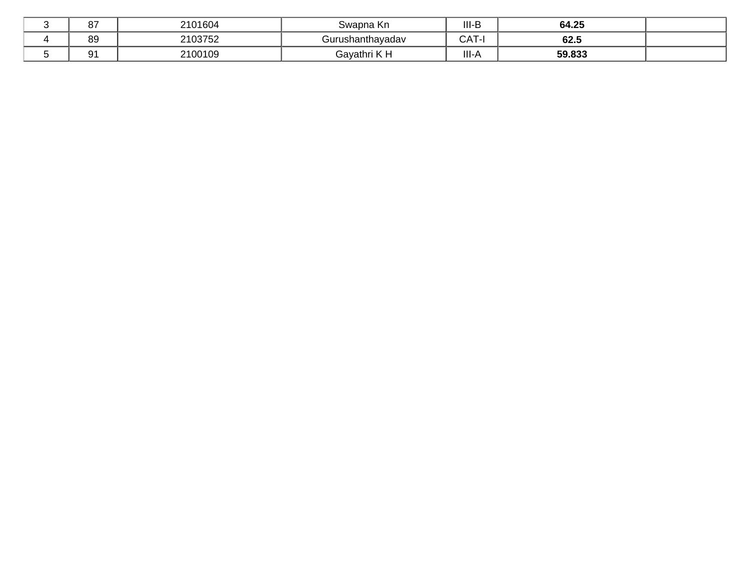| | | | | | | |
|---|---|---|---|---|---|---|
| 3 | 87 | 2101604 | Swapna Kn | III-B | **64.25** | |
| 4 | 89 | 2103752 | Gurushanthayadav | CAT-I | **62.5** | |
| 5 | 91 | 2100109 | Gayathri K H | III-A | **59.833** | |